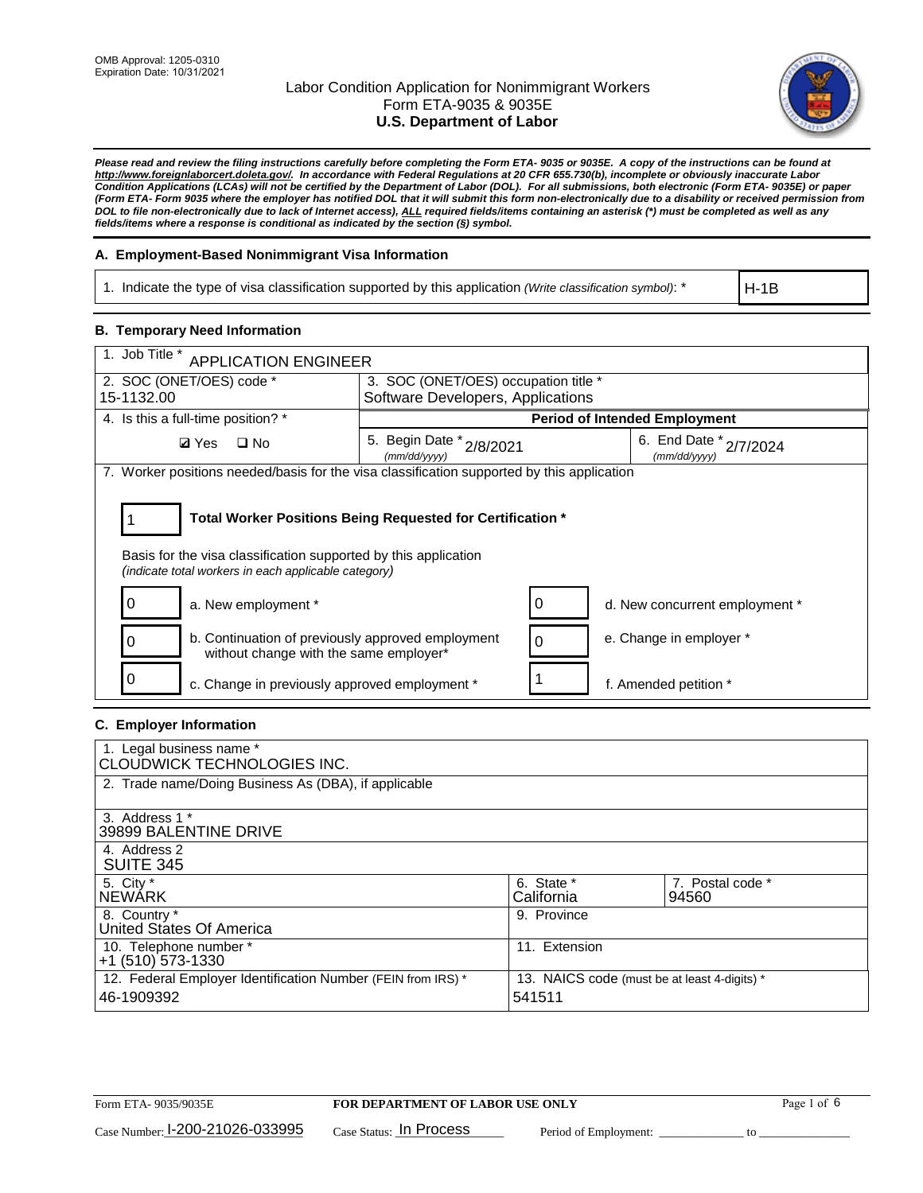OMB Approval: 1205-0310
Expiration Date: 10/31/2021

# Labor Condition Application for Nonimmigrant Workers
## Form ETA-9035 & 9035E
## U.S. Department of Labor

***Please read and review the filing instructions carefully before completing the Form ETA- 9035 or 9035E. A copy of the instructions can be found at http://www.foreignlaborcert.doleta.gov/. In accordance with Federal Regulations at 20 CFR 655.730(b), incomplete or obviously inaccurate Labor Condition Applications (LCAs) will not be certified by the Department of Labor (DOL). For all submissions, both electronic (Form ETA- 9035E) or paper (Form ETA- Form 9035 where the employer has notified DOL that it will submit this form non-electronically due to a disability or received permission from DOL to file non-electronically due to lack of Internet access), ALL required fields/items containing an asterisk (*) must be completed as well as any fields/items where a response is conditional as indicated by the section (§) symbol.***

### A. Employment-Based Nonimmigrant Visa Information

| 1. Indicate the type of visa classification supported by this application *(Write classification symbol)*: * | H-1B |
|---|---|

### B. Temporary Need Information

| 1. Job Title * APPLICATION ENGINEER | | |
|---|---|---|
| 2. SOC (ONET/OES) code * 15-1132.00 | 3. SOC (ONET/OES) occupation title * Software Developers, Applications | |
| 4. Is this a full-time position? * | **Period of Intended Employment** | |
| ☑ Yes ☐ No | 5. Begin Date * (mm/dd/yyyy) 2/8/2021 | 6. End Date * (mm/dd/yyyy) 2/7/2024 |

7. Worker positions needed/basis for the visa classification supported by this application

**1** — **Total Worker Positions Being Requested for Certification ***

Basis for the visa classification supported by this application
*(indicate total workers in each applicable category)*

| | | | |
|---|---|---|---|
| 0 | a. New employment * | 0 | d. New concurrent employment * |
| 0 | b. Continuation of previously approved employment without change with the same employer* | 0 | e. Change in employer * |
| 0 | c. Change in previously approved employment * | 1 | f. Amended petition * |

### C. Employer Information

| | | |
|---|---|---|
| 1. Legal business name * CLOUDWICK TECHNOLOGIES INC. | | |
| 2. Trade name/Doing Business As (DBA), if applicable | | |
| 3. Address 1 * 39899 BALENTINE DRIVE | | |
| 4. Address 2 SUITE 345 | | |
| 5. City * NEWARK | 6. State * California | 7. Postal code * 94560 |
| 8. Country * United States Of America | 9. Province | |
| 10. Telephone number * +1 (510) 573-1330 | 11. Extension | |
| 12. Federal Employer Identification Number (FEIN from IRS) * 46-1909392 | 13. NAICS code (must be at least 4-digits) * 541511 | |

Form ETA- 9035/9035E — **FOR DEPARTMENT OF LABOR USE ONLY**

Case Number: I-200-21026-033995 Case Status: In Process Period of Employment: _____________ to _____________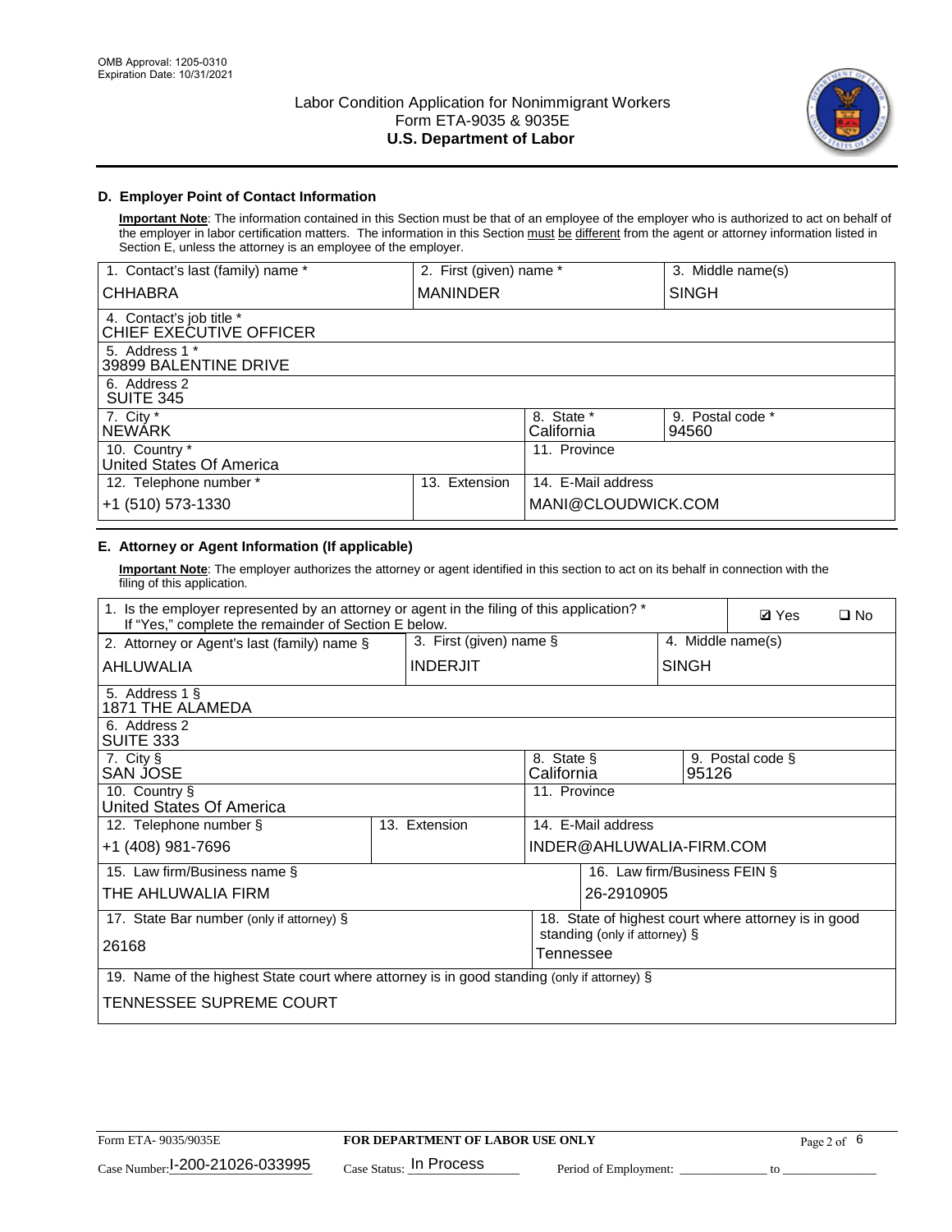OMB Approval: 1205-0310
Expiration Date: 10/31/2021

# Labor Condition Application for Nonimmigrant Workers
## Form ETA-9035 & 9035E
## U.S. Department of Labor

### D. Employer Point of Contact Information

**Important Note**: The information contained in this Section must be that of an employee of the employer who is authorized to act on behalf of the employer in labor certification matters. The information in this Section must be different from the agent or attorney information listed in Section E, unless the attorney is an employee of the employer.

| 1. Contact's last (family) name * | 2. First (given) name * | | 3. Middle name(s) |
|---|---|---|---|
| CHHABRA | MANINDER | | SINGH |
| 4. Contact's job title * CHIEF EXECUTIVE OFFICER | | | |
| 5. Address 1 * 39899 BALENTINE DRIVE | | | |
| 6. Address 2 SUITE 345 | | | |
| 7. City * NEWARK | | 8. State * California | 9. Postal code * 94560 |
| 10. Country * United States Of America | | 11. Province | |
| 12. Telephone number * | 13. Extension | 14. E-Mail address | |
| +1 (510) 573-1330 | | MANI@CLOUDWICK.COM | |

### E. Attorney or Agent Information (If applicable)

**Important Note**: The employer authorizes the attorney or agent identified in this section to act on its behalf in connection with the filing of this application.

| 1. Is the employer represented by an attorney or agent in the filing of this application? * If "Yes," complete the remainder of Section E below. | | | ☑ Yes ☐ No |
|---|---|---|---|
| 2. Attorney or Agent's last (family) name § | 3. First (given) name § | | 4. Middle name(s) |
| AHLUWALIA | INDERJIT | | SINGH |
| 5. Address 1 § 1871 THE ALAMEDA | | | |
| 6. Address 2 SUITE 333 | | | |
| 7. City § SAN JOSE | | 8. State § California | 9. Postal code § 95126 |
| 10. Country § United States Of America | | 11. Province | |
| 12. Telephone number § | 13. Extension | 14. E-Mail address | |
| +1 (408) 981-7696 | | INDER@AHLUWALIA-FIRM.COM | |
| 15. Law firm/Business name § | | 16. Law firm/Business FEIN § | |
| THE AHLUWALIA FIRM | | 26-2910905 | |
| 17. State Bar number (only if attorney) § | | 18. State of highest court where attorney is in good standing (only if attorney) § | |
| 26168 | | Tennessee | |
| 19. Name of the highest State court where attorney is in good standing (only if attorney) § | | | |
| TENNESSEE SUPREME COURT | | | |

Form ETA- 9035/9035E | **FOR DEPARTMENT OF LABOR USE ONLY**

Case Number: I-200-21026-033995 Case Status: In Process Period of Employment: _____________ to _____________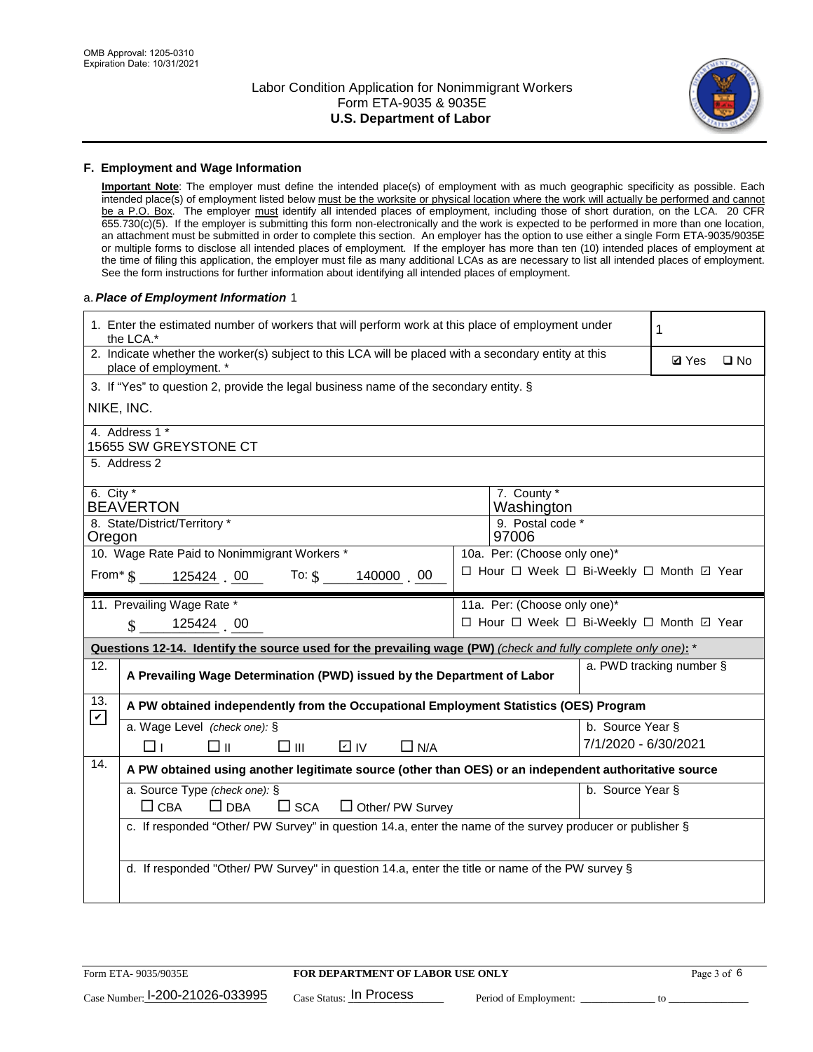## F. Employment and Wage Information

**Important Note**: The employer must define the intended place(s) of employment with as much geographic specificity as possible. Each intended place(s) of employment listed below must be the worksite or physical location where the work will actually be performed and cannot be a P.O. Box. The employer must identify all intended places of employment, including those of short duration, on the LCA. 20 CFR 655.730(c)(5). If the employer is submitting this form non-electronically and the work is expected to be performed in more than one location, an attachment must be submitted in order to complete this section. An employer has the option to use either a single Form ETA-9035/9035E or multiple forms to disclose all intended places of employment. If the employer has more than ten (10) intended places of employment at the time of filing this application, the employer must file as many additional LCAs as are necessary to list all intended places of employment. See the form instructions for further information about identifying all intended places of employment.

a. *Place of Employment Information* 1

1. Enter the estimated number of workers that will perform work at this place of employment under the LCA.* **1**

2. Indicate whether the worker(s) subject to this LCA will be placed with a secondary entity at this place of employment. * ☑ Yes ☐ No

3. If "Yes" to question 2, provide the legal business name of the secondary entity. §
NIKE, INC.

4. Address 1 *
15655 SW GREYSTONE CT

5. Address 2

6. City *
BEAVERTON

7. County *
Washington

8. State/District/Territory *
Oregon

9. Postal code *
97006

10. Wage Rate Paid to Nonimmigrant Workers *
From* $ 125424 . 00 To: $ 140000 . 00

10a. Per: (Choose only one)*
☐ Hour ☐ Week ☐ Bi-Weekly ☐ Month ☑ Year

11. Prevailing Wage Rate *
$ 125424 . 00

11a. Per: (Choose only one)*
☐ Hour ☐ Week ☐ Bi-Weekly ☐ Month ☑ Year

**Questions 12-14. Identify the source used for the prevailing wage (PW)** *(check and fully complete only one)*: *

12. ☐ **A Prevailing Wage Determination (PWD) issued by the Department of Labor**
a. PWD tracking number §

13. ☑ **A PW obtained independently from the Occupational Employment Statistics (OES) Program**
a. Wage Level *(check one):* § ☐ I ☐ II ☐ III ☑ IV ☐ N/A
b. Source Year § 7/1/2020 - 6/30/2021

14. ☐ **A PW obtained using another legitimate source (other than OES) or an independent authoritative source**
a. Source Type *(check one):* § ☐ CBA ☐ DBA ☐ SCA ☐ Other/ PW Survey
b. Source Year §
c. If responded "Other/ PW Survey" in question 14.a, enter the name of the survey producer or publisher §
d. If responded "Other/ PW Survey" in question 14.a, enter the title or name of the PW survey §

Form ETA- 9035/9035E **FOR DEPARTMENT OF LABOR USE ONLY**
Case Number: I-200-21026-033995 Case Status: In Process Period of Employment: _____________ to _____________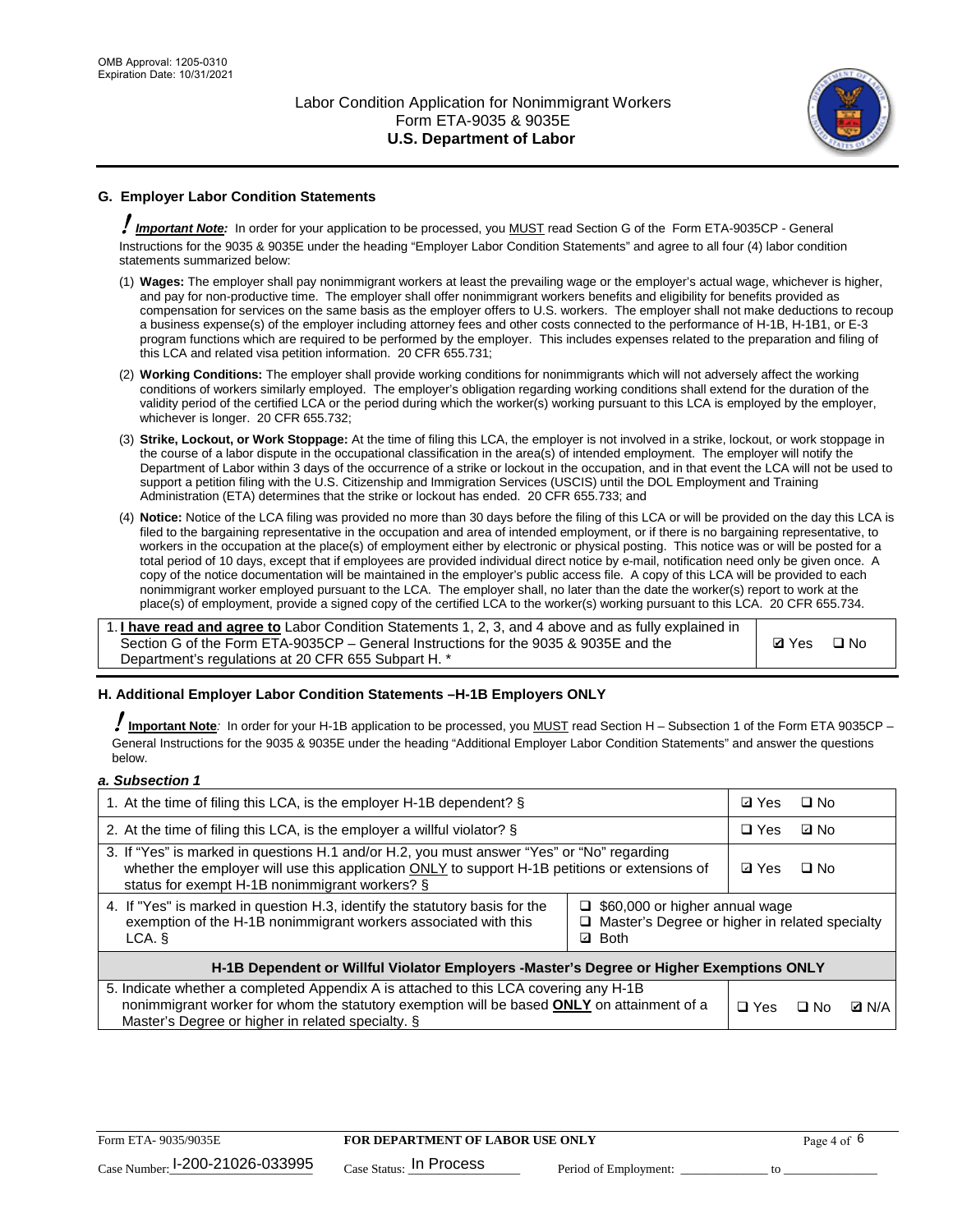## G. Employer Labor Condition Statements

*! **Important Note:*** In order for your application to be processed, you MUST read Section G of the Form ETA-9035CP - General Instructions for the 9035 & 9035E under the heading "Employer Labor Condition Statements" and agree to all four (4) labor condition statements summarized below:

(1) **Wages:** The employer shall pay nonimmigrant workers at least the prevailing wage or the employer's actual wage, whichever is higher, and pay for non-productive time. The employer shall offer nonimmigrant workers benefits and eligibility for benefits provided as compensation for services on the same basis as the employer offers to U.S. workers. The employer shall not make deductions to recoup a business expense(s) of the employer including attorney fees and other costs connected to the performance of H-1B, H-1B1, or E-3 program functions which are required to be performed by the employer. This includes expenses related to the preparation and filing of this LCA and related visa petition information. 20 CFR 655.731;

(2) **Working Conditions:** The employer shall provide working conditions for nonimmigrants which will not adversely affect the working conditions of workers similarly employed. The employer's obligation regarding working conditions shall extend for the duration of the validity period of the certified LCA or the period during which the worker(s) working pursuant to this LCA is employed by the employer, whichever is longer. 20 CFR 655.732;

(3) **Strike, Lockout, or Work Stoppage:** At the time of filing this LCA, the employer is not involved in a strike, lockout, or work stoppage in the course of a labor dispute in the occupational classification in the area(s) of intended employment. The employer will notify the Department of Labor within 3 days of the occurrence of a strike or lockout in the occupation, and in that event the LCA will not be used to support a petition filing with the U.S. Citizenship and Immigration Services (USCIS) until the DOL Employment and Training Administration (ETA) determines that the strike or lockout has ended. 20 CFR 655.733; and

(4) **Notice:** Notice of the LCA filing was provided no more than 30 days before the filing of this LCA or will be provided on the day this LCA is filed to the bargaining representative in the occupation and area of intended employment, or if there is no bargaining representative, to workers in the occupation at the place(s) of employment either by electronic or physical posting. This notice was or will be posted for a total period of 10 days, except that if employees are provided individual direct notice by e-mail, notification need only be given once. A copy of the notice documentation will be maintained in the employer's public access file. A copy of this LCA will be provided to each nonimmigrant worker employed pursuant to the LCA. The employer shall, no later than the date the worker(s) report to work at the place(s) of employment, provide a signed copy of the certified LCA to the worker(s) working pursuant to this LCA. 20 CFR 655.734.

| | |
|---|---|
| 1. **I have read and agree to** Labor Condition Statements 1, 2, 3, and 4 above and as fully explained in Section G of the Form ETA-9035CP – General Instructions for the 9035 & 9035E and the Department's regulations at 20 CFR 655 Subpart H. * | ☑ Yes ☐ No |

## H. Additional Employer Labor Condition Statements –H-1B Employers ONLY

*! **Important Note:*** In order for your H-1B application to be processed, you MUST read Section H – Subsection 1 of the Form ETA 9035CP – General Instructions for the 9035 & 9035E under the heading "Additional Employer Labor Condition Statements" and answer the questions below.

### *a. Subsection 1*

| | | |
|---|---|---|
| 1. At the time of filing this LCA, is the employer H-1B dependent? § | | ☑ Yes ☐ No |
| 2. At the time of filing this LCA, is the employer a willful violator? § | | ☐ Yes ☑ No |
| 3. If "Yes" is marked in questions H.1 and/or H.2, you must answer "Yes" or "No" regarding whether the employer will use this application ONLY to support H-1B petitions or extensions of status for exempt H-1B nonimmigrant workers? § | | ☑ Yes ☐ No |
| 4. If "Yes" is marked in question H.3, identify the statutory basis for the exemption of the H-1B nonimmigrant workers associated with this LCA. § | ☐ $60,000 or higher annual wage<br>☐ Master's Degree or higher in related specialty<br>☑ Both | |
| **H-1B Dependent or Willful Violator Employers -Master's Degree or Higher Exemptions ONLY** | | |
| 5. Indicate whether a completed Appendix A is attached to this LCA covering any H-1B nonimmigrant worker for whom the statutory exemption will be based **ONLY** on attainment of a Master's Degree or higher in related specialty. § | | ☐ Yes ☐ No ☑ N/A |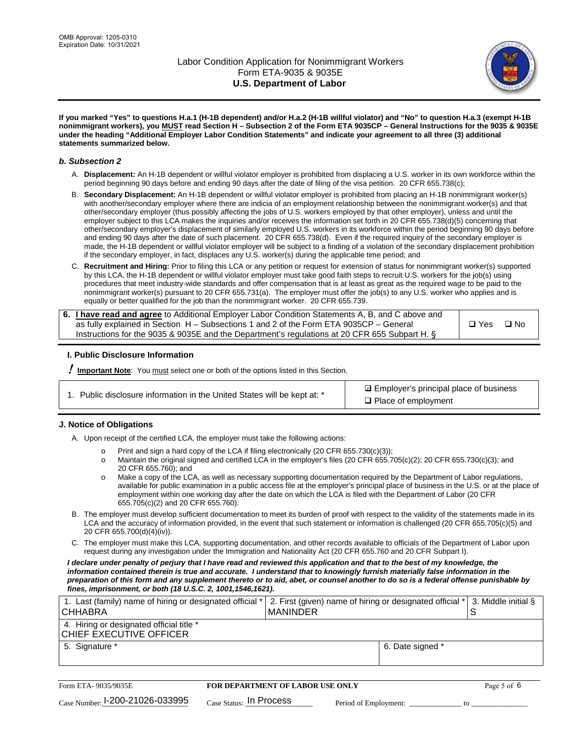**If you marked "Yes" to questions H.a.1 (H-1B dependent) and/or H.a.2 (H-1B willful violator) and "No" to question H.a.3 (exempt H-1B nonimmigrant workers), you MUST read Section H – Subsection 2 of the Form ETA 9035CP – General Instructions for the 9035 & 9035E under the heading "Additional Employer Labor Condition Statements" and indicate your agreement to all three (3) additional statements summarized below.**

### *b. Subsection 2*

A. **Displacement:** An H-1B dependent or willful violator employer is prohibited from displacing a U.S. worker in its own workforce within the period beginning 90 days before and ending 90 days after the date of filing of the visa petition. 20 CFR 655.738(c);

B. **Secondary Displacement:** An H-1B dependent or willful violator employer is prohibited from placing an H-1B nonimmigrant worker(s) with another/secondary employer where there are indicia of an employment relationship between the nonimmigrant worker(s) and that other/secondary employer (thus possibly affecting the jobs of U.S. workers employed by that other employer), unless and until the employer subject to this LCA makes the inquiries and/or receives the information set forth in 20 CFR 655.738(d)(5) concerning that other/secondary employer's displacement of similarly employed U.S. workers in its workforce within the period beginning 90 days before and ending 90 days after the date of such placement. 20 CFR 655.738(d). Even if the required inquiry of the secondary employer is made, the H-1B dependent or willful violator employer will be subject to a finding of a violation of the secondary displacement prohibition if the secondary employer, in fact, displaces any U.S. worker(s) during the applicable time period; and

C. **Recruitment and Hiring:** Prior to filing this LCA or any petition or request for extension of status for nonimmigrant worker(s) supported by this LCA, the H-1B dependent or willful violator employer must take good faith steps to recruit U.S. workers for the job(s) using procedures that meet industry-wide standards and offer compensation that is at least as great as the required wage to be paid to the nonimmigrant worker(s) pursuant to 20 CFR 655.731(a). The employer must offer the job(s) to any U.S. worker who applies and is equally or better qualified for the job than the nonimmigrant worker. 20 CFR 655.739.

| 6. **I have read and agree** to Additional Employer Labor Condition Statements A, B, and C above and as fully explained in Section H – Subsections 1 and 2 of the Form ETA 9035CP – General Instructions for the 9035 & 9035E and the Department's regulations at 20 CFR 655 Subpart H. § | ❑ Yes ❑ No |
|---|---|

## I. Public Disclosure Information

**! Important Note**: You must select one or both of the options listed in this Section.

| 1. Public disclosure information in the United States will be kept at: * | ☑ Employer's principal place of business<br>❑ Place of employment |
|---|---|

## J. Notice of Obligations

A. Upon receipt of the certified LCA, the employer must take the following actions:

- Print and sign a hard copy of the LCA if filing electronically (20 CFR 655.730(c)(3));
- Maintain the original signed and certified LCA in the employer's files (20 CFR 655.705(c)(2); 20 CFR 655.730(c)(3); and 20 CFR 655.760); and
- Make a copy of the LCA, as well as necessary supporting documentation required by the Department of Labor regulations, available for public examination in a public access file at the employer's principal place of business in the U.S. or at the place of employment within one working day after the date on which the LCA is filed with the Department of Labor (20 CFR 655.705(c)(2) and 20 CFR 655.760).

B. The employer must develop sufficient documentation to meet its burden of proof with respect to the validity of the statements made in its LCA and the accuracy of information provided, in the event that such statement or information is challenged (20 CFR 655.705(c)(5) and 20 CFR 655.700(d)(4)(iv)).

C. The employer must make this LCA, supporting documentation, and other records available to officials of the Department of Labor upon request during any investigation under the Immigration and Nationality Act (20 CFR 655.760 and 20 CFR Subpart I).

***I declare under penalty of perjury that I have read and reviewed this application and that to the best of my knowledge, the information contained therein is true and accurate. I understand that to knowingly furnish materially false information in the preparation of this form and any supplement thereto or to aid, abet, or counsel another to do so is a federal offense punishable by fines, imprisonment, or both (18 U.S.C. 2, 1001,1546,1621).***

| 1. Last (family) name of hiring or designated official * CHHABRA | 2. First (given) name of hiring or designated official * MANINDER | 3. Middle initial § S |
|---|---|---|
| 4. Hiring or designated official title * CHIEF EXECUTIVE OFFICER | | |
| 5. Signature * | 6. Date signed * | |

| Form ETA- 9035/9035E | FOR DEPARTMENT OF LABOR USE ONLY | |
|---|---|---|
| Case Number: I-200-21026-033995 | Case Status: In Process | Period of Employment: _____________ to _____________ |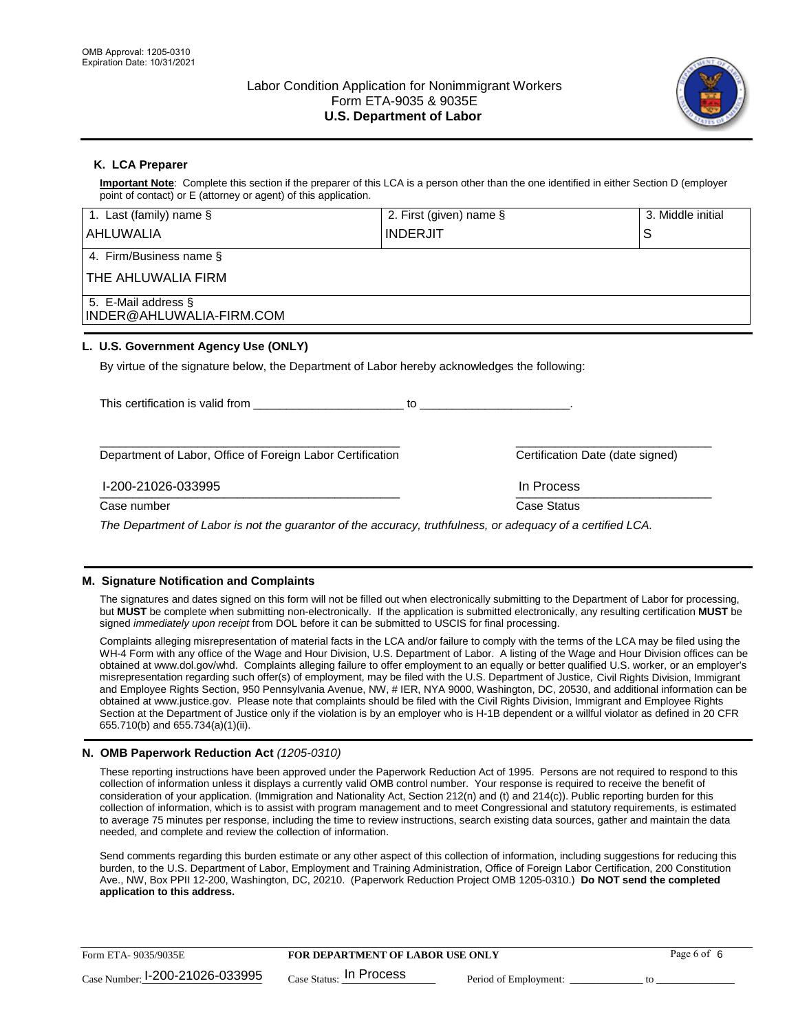OMB Approval: 1205-0310
Expiration Date: 10/31/2021

Labor Condition Application for Nonimmigrant Workers
Form ETA-9035 & 9035E
**U.S. Department of Labor**

### K. LCA Preparer

**Important Note**: Complete this section if the preparer of this LCA is a person other than the one identified in either Section D (employer point of contact) or E (attorney or agent) of this application.

| 1. Last (family) name § | 2. First (given) name § | 3. Middle initial |
|---|---|---|
| AHLUWALIA | INDERJIT | S |
| 4. Firm/Business name § | | |
| THE AHLUWALIA FIRM | | |
| 5. E-Mail address § | | |
| INDER@AHLUWALIA-FIRM.COM | | |

### L. U.S. Government Agency Use (ONLY)

By virtue of the signature below, the Department of Labor hereby acknowledges the following:

This certification is valid from ______________________ to ______________________.

Department of Labor, Office of Foreign Labor Certification

Certification Date (date signed)

I-200-21026-033995

Case number

In Process

Case Status

*The Department of Labor is not the guarantor of the accuracy, truthfulness, or adequacy of a certified LCA.*

### M. Signature Notification and Complaints

The signatures and dates signed on this form will not be filled out when electronically submitting to the Department of Labor for processing, but **MUST** be complete when submitting non-electronically. If the application is submitted electronically, any resulting certification **MUST** be signed *immediately upon receipt* from DOL before it can be submitted to USCIS for final processing.

Complaints alleging misrepresentation of material facts in the LCA and/or failure to comply with the terms of the LCA may be filed using the WH-4 Form with any office of the Wage and Hour Division, U.S. Department of Labor. A listing of the Wage and Hour Division offices can be obtained at www.dol.gov/whd. Complaints alleging failure to offer employment to an equally or better qualified U.S. worker, or an employer's misrepresentation regarding such offer(s) of employment, may be filed with the U.S. Department of Justice, Civil Rights Division, Immigrant and Employee Rights Section, 950 Pennsylvania Avenue, NW, # IER, NYA 9000, Washington, DC, 20530, and additional information can be obtained at www.justice.gov. Please note that complaints should be filed with the Civil Rights Division, Immigrant and Employee Rights Section at the Department of Justice only if the violation is by an employer who is H-1B dependent or a willful violator as defined in 20 CFR 655.710(b) and 655.734(a)(1)(ii).

### N. OMB Paperwork Reduction Act *(1205-0310)*

These reporting instructions have been approved under the Paperwork Reduction Act of 1995. Persons are not required to respond to this collection of information unless it displays a currently valid OMB control number. Your response is required to receive the benefit of consideration of your application. (Immigration and Nationality Act, Section 212(n) and (t) and 214(c)). Public reporting burden for this collection of information, which is to assist with program management and to meet Congressional and statutory requirements, is estimated to average 75 minutes per response, including the time to review instructions, search existing data sources, gather and maintain the data needed, and complete and review the collection of information.

Send comments regarding this burden estimate or any other aspect of this collection of information, including suggestions for reducing this burden, to the U.S. Department of Labor, Employment and Training Administration, Office of Foreign Labor Certification, 200 Constitution Ave., NW, Box PPII 12-200, Washington, DC, 20210. (Paperwork Reduction Project OMB 1205-0310.) **Do NOT send the completed application to this address.**

Form ETA- 9035/9035E | **FOR DEPARTMENT OF LABOR USE ONLY**

Case Number: I-200-21026-033995 Case Status: In Process Period of Employment: ____________ to ____________